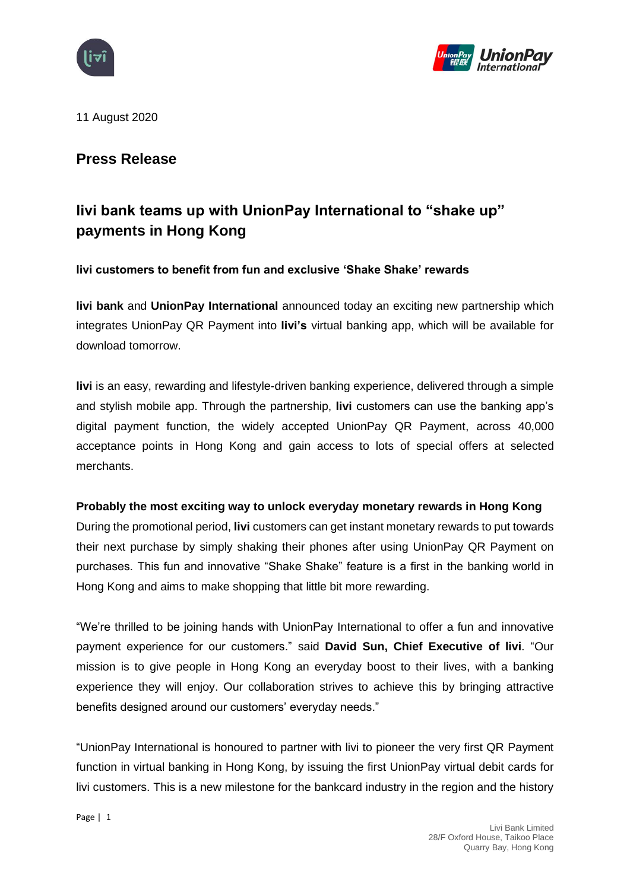11 August 2020

## Press Release

# livi bank teams up with UnionPay International to "shake up" payments in Hong Kong

**livi customers to benefit from fun and exclusive 'Shake Shake' rewards**

**livi bank** and **UnionPay International** announced today an exciting new partnership which integrates UnionPay QR Payment into **livi's** virtual banking app, which will be available for download tomorrow.

**livi** is an easy, rewarding and lifestyle-driven banking experience, delivered through a simple and stylish mobile app. Through the partnership, **livi** customers can use the banking app's digital payment function, the widely accepted UnionPay QR Payment, across 40,000 acceptance points in Hong Kong and gain access to lots of special offers at selected merchants.

**Probably the most exciting way to unlock everyday monetary rewards in Hong Kong**

During the promotional period, **livi** customers can get instant monetary rewards to put towards their next purchase by simply shaking their phones after using UnionPay QR Payment on purchases. This fun and innovative "Shake Shake" feature is a first in the banking world in Hong Kong and aims to make shopping that little bit more rewarding.

"We're thrilled to be joining hands with UnionPay International to offer a fun and innovative payment experience for our customers." said **David Sun, Chief Executive of livi**. "Our mission is to give people in Hong Kong an everyday boost to their lives, with a banking experience they will enjoy. Our collaboration strives to achieve this by bringing attractive benefits designed around our customers' everyday needs."

"UnionPay International is honoured to partner with livi to pioneer the very first QR Payment function in virtual banking in Hong Kong, by issuing the first UnionPay virtual debit cards for livi customers. This is a new milestone for the bankcard industry in the region and the history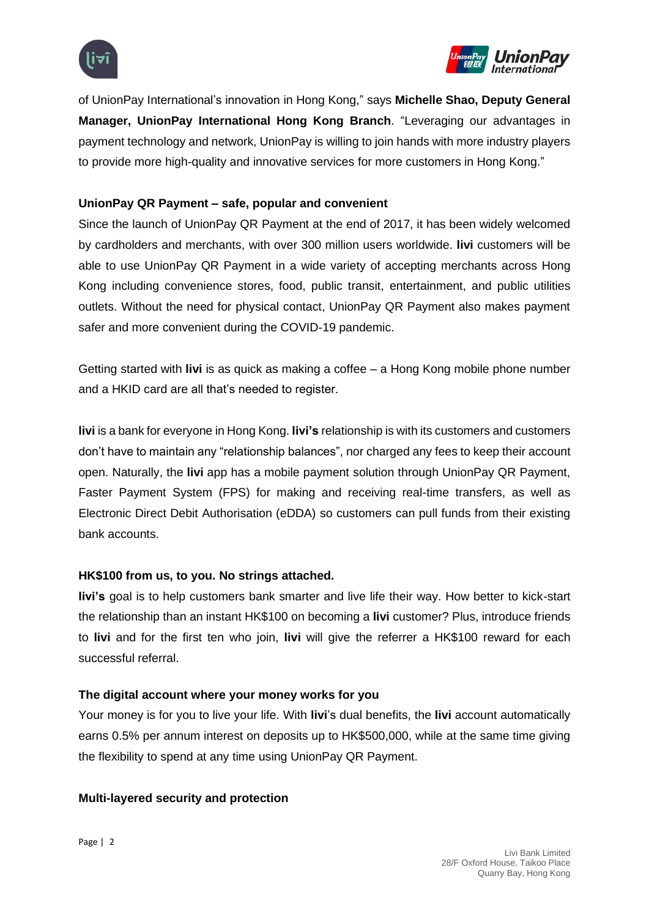of UnionPay International's innovation in Hong Kong," says **Michelle Shao, Deputy General Manager, UnionPay International Hong Kong Branch**. "Leveraging our advantages in payment technology and network, UnionPay is willing to join hands with more industry players to provide more high-quality and innovative services for more customers in Hong Kong."

**UnionPay QR Payment – safe, popular and convenient**

Since the launch of UnionPay QR Payment at the end of 2017, it has been widely welcomed by cardholders and merchants, with over 300 million users worldwide. **livi** customers will be able to use UnionPay QR Payment in a wide variety of accepting merchants across Hong Kong including convenience stores, food, public transit, entertainment, and public utilities outlets. Without the need for physical contact, UnionPay QR Payment also makes payment safer and more convenient during the COVID-19 pandemic.

Getting started with **livi** is as quick as making a coffee – a Hong Kong mobile phone number and a HKID card are all that's needed to register.

**livi** is a bank for everyone in Hong Kong. **livi's** relationship is with its customers and customers don't have to maintain any "relationship balances", nor charged any fees to keep their account open. Naturally, the **livi** app has a mobile payment solution through UnionPay QR Payment, Faster Payment System (FPS) for making and receiving real-time transfers, as well as Electronic Direct Debit Authorisation (eDDA) so customers can pull funds from their existing bank accounts.

**HK$100 from us, to you. No strings attached.**

**livi's** goal is to help customers bank smarter and live life their way. How better to kick-start the relationship than an instant HK$100 on becoming a **livi** customer? Plus, introduce friends to **livi** and for the first ten who join, **livi** will give the referrer a HK$100 reward for each successful referral.

**The digital account where your money works for you**

Your money is for you to live your life. With **livi**'s dual benefits, the **livi** account automatically earns 0.5% per annum interest on deposits up to HK$500,000, while at the same time giving the flexibility to spend at any time using UnionPay QR Payment.

**Multi-layered security and protection**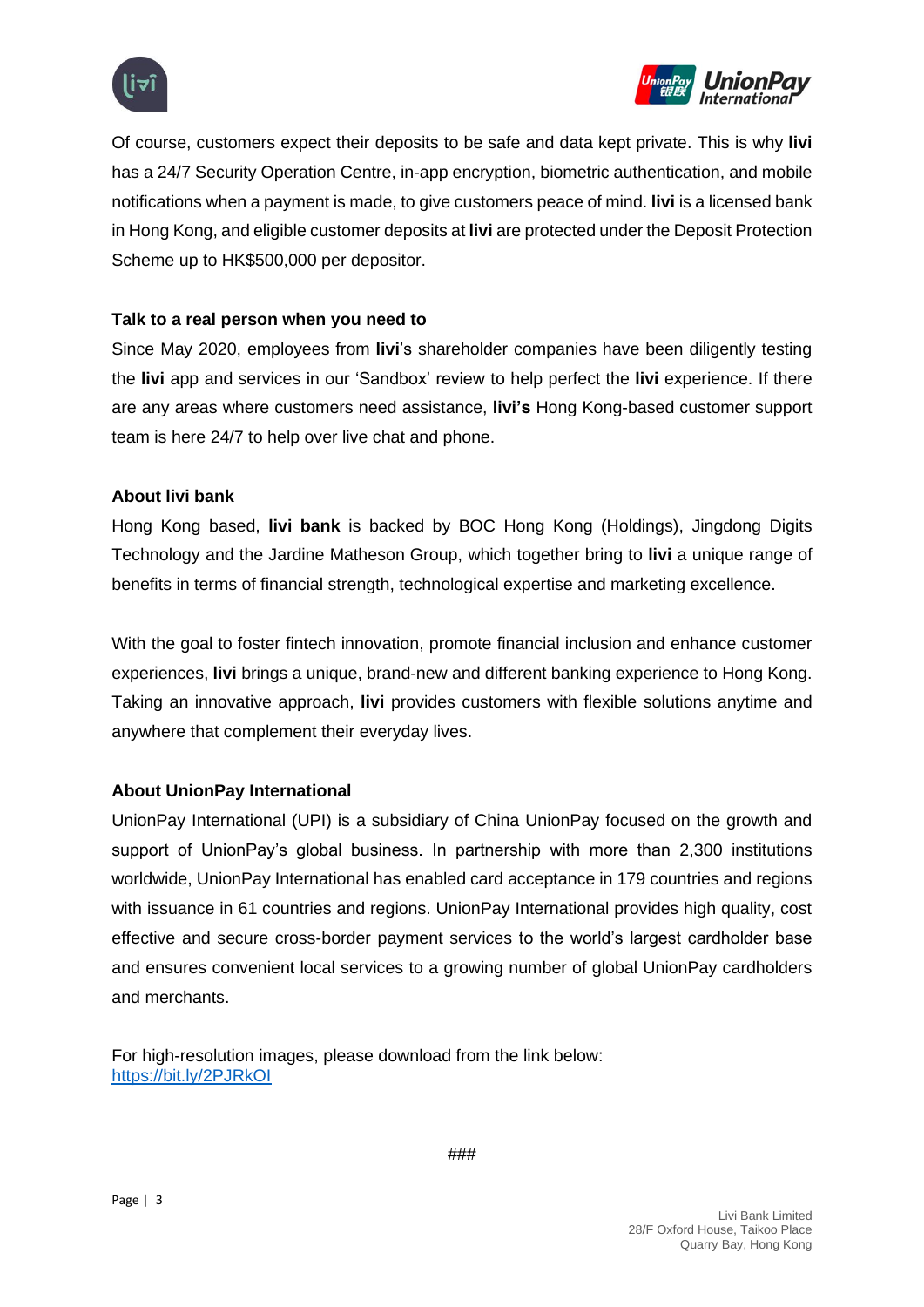Of course, customers expect their deposits to be safe and data kept private. This is why **livi** has a 24/7 Security Operation Centre, in-app encryption, biometric authentication, and mobile notifications when a payment is made, to give customers peace of mind. **livi** is a licensed bank in Hong Kong, and eligible customer deposits at **livi** are protected under the Deposit Protection Scheme up to HK$500,000 per depositor.

**Talk to a real person when you need to**

Since May 2020, employees from **livi**'s shareholder companies have been diligently testing the **livi** app and services in our 'Sandbox' review to help perfect the **livi** experience. If there are any areas where customers need assistance, **livi's** Hong Kong-based customer support team is here 24/7 to help over live chat and phone.

**About livi bank**

Hong Kong based, **livi bank** is backed by BOC Hong Kong (Holdings), Jingdong Digits Technology and the Jardine Matheson Group, which together bring to **livi** a unique range of benefits in terms of financial strength, technological expertise and marketing excellence.

With the goal to foster fintech innovation, promote financial inclusion and enhance customer experiences, **livi** brings a unique, brand-new and different banking experience to Hong Kong. Taking an innovative approach, **livi** provides customers with flexible solutions anytime and anywhere that complement their everyday lives.

**About UnionPay International**

UnionPay International (UPI) is a subsidiary of China UnionPay focused on the growth and support of UnionPay's global business. In partnership with more than 2,300 institutions worldwide, UnionPay International has enabled card acceptance in 179 countries and regions with issuance in 61 countries and regions. UnionPay International provides high quality, cost effective and secure cross-border payment services to the world's largest cardholder base and ensures convenient local services to a growing number of global UnionPay cardholders and merchants.

For high-resolution images, please download from the link below:
https://bit.ly/2PJRkOI

###

Livi Bank Limited
28/F Oxford House, Taikoo Place
Quarry Bay, Hong Kong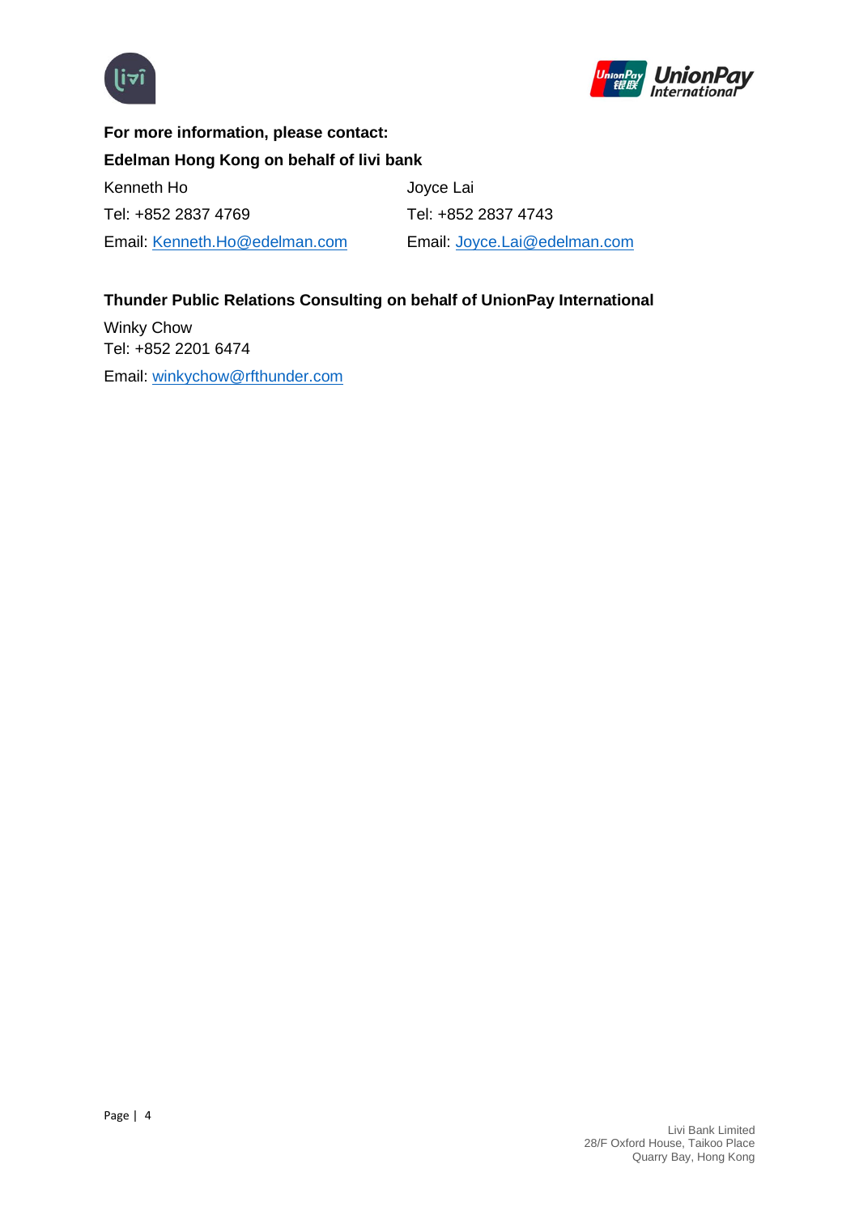**For more information, please contact:**

**Edelman Hong Kong on behalf of livi bank**

Kenneth Ho
Tel: +852 2837 4769
Email: Kenneth.Ho@edelman.com

Joyce Lai
Tel: +852 2837 4743
Email: Joyce.Lai@edelman.com

**Thunder Public Relations Consulting on behalf of UnionPay International**

Winky Chow
Tel: +852 2201 6474
Email: winkychow@rfthunder.com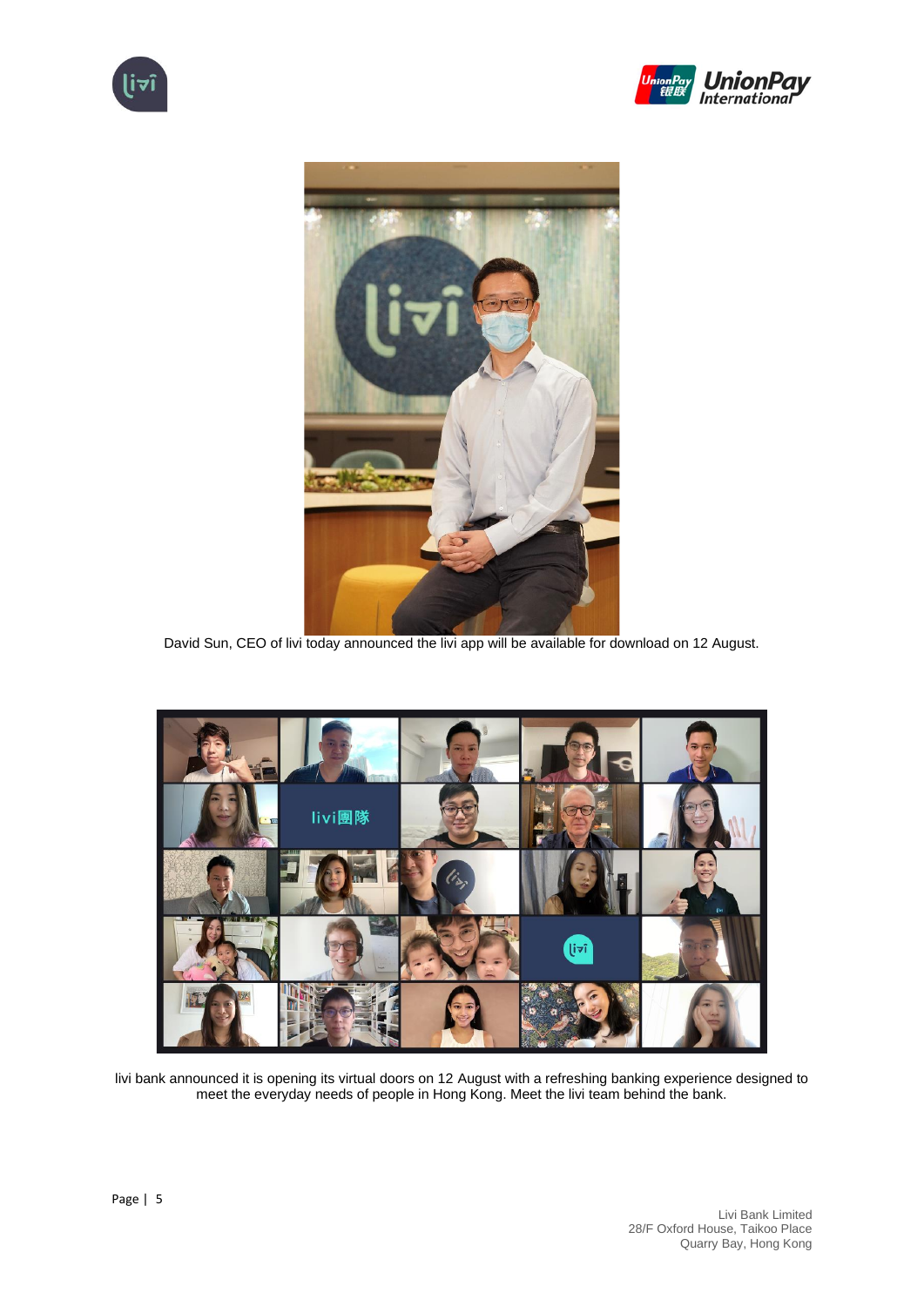David Sun, CEO of livi today announced the livi app will be available for download on 12 August.

livi bank announced it is opening its virtual doors on 12 August with a refreshing banking experience designed to meet the everyday needs of people in Hong Kong. Meet the livi team behind the bank.

Livi Bank Limited
28/F Oxford House, Taikoo Place
Quarry Bay, Hong Kong